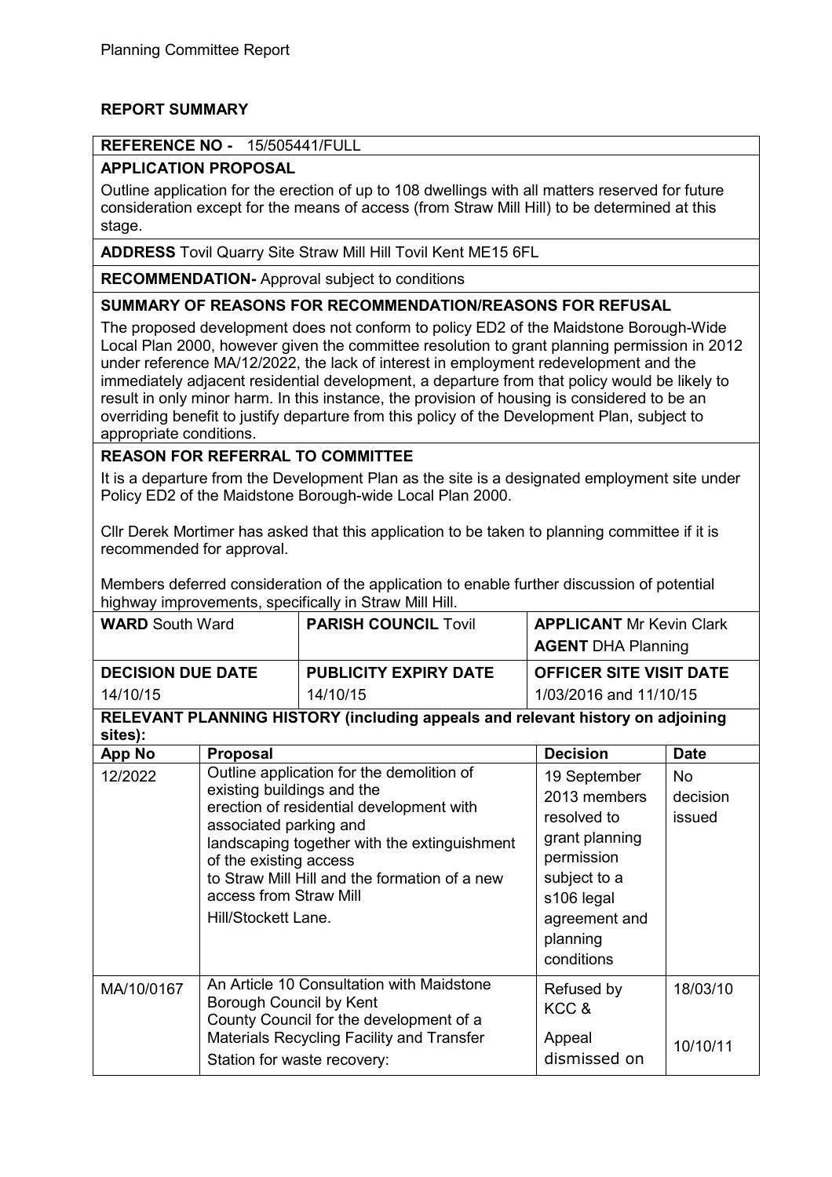Planning Committee Report

## REPORT SUMMARY

**REFERENCE NO -** 15/505441/FULL

**APPLICATION PROPOSAL**

Outline application for the erection of up to 108 dwellings with all matters reserved for future consideration except for the means of access (from Straw Mill Hill) to be determined at this stage.

**ADDRESS** Tovil Quarry Site Straw Mill Hill Tovil Kent ME15 6FL

**RECOMMENDATION-** Approval subject to conditions

**SUMMARY OF REASONS FOR RECOMMENDATION/REASONS FOR REFUSAL**

The proposed development does not conform to policy ED2 of the Maidstone Borough-Wide Local Plan 2000, however given the committee resolution to grant planning permission in 2012 under reference MA/12/2022, the lack of interest in employment redevelopment and the immediately adjacent residential development, a departure from that policy would be likely to result in only minor harm. In this instance, the provision of housing is considered to be an overriding benefit to justify departure from this policy of the Development Plan, subject to appropriate conditions.

**REASON FOR REFERRAL TO COMMITTEE**

It is a departure from the Development Plan as the site is a designated employment site under Policy ED2 of the Maidstone Borough-wide Local Plan 2000.

Cllr Derek Mortimer has asked that this application to be taken to planning committee if it is recommended for approval.

Members deferred consideration of the application to enable further discussion of potential highway improvements, specifically in Straw Mill Hill.

| **WARD** South Ward | **PARISH COUNCIL** Tovil | **APPLICANT** Mr Kevin Clark<br>**AGENT** DHA Planning |
|---|---|---|
| **DECISION DUE DATE**<br>14/10/15 | **PUBLICITY EXPIRY DATE**<br>14/10/15 | **OFFICER SITE VISIT DATE**<br>1/03/2016 and 11/10/15 |

**RELEVANT PLANNING HISTORY (including appeals and relevant history on adjoining sites):**

| App No | Proposal | Decision | Date |
|---|---|---|---|
| 12/2022 | Outline application for the demolition of existing buildings and the erection of residential development with associated parking and landscaping together with the extinguishment of the existing access to Straw Mill Hill and the formation of a new access from Straw Mill Hill/Stockett Lane. | 19 September 2013 members resolved to grant planning permission subject to a s106 legal agreement and planning conditions | No decision issued |
| MA/10/0167 | An Article 10 Consultation with Maidstone Borough Council by Kent County Council for the development of a Materials Recycling Facility and Transfer Station for waste recovery: | Refused by KCC &<br>Appeal dismissed on | 18/03/10<br>10/10/11 |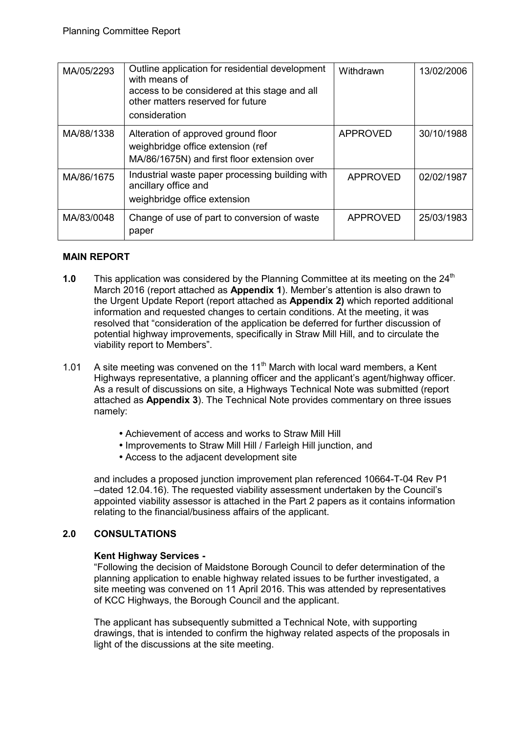| MA/05/2293 | Outline application for residential development with means of access to be considered at this stage and all other matters reserved for future consideration | Withdrawn | 13/02/2006 |
| --- | --- | --- | --- |
| MA/88/1338 | Alteration of approved ground floor weighbridge office extension (ref MA/86/1675N) and first floor extension over | APPROVED | 30/10/1988 |
| MA/86/1675 | Industrial waste paper processing building with ancillary office and weighbridge office extension | APPROVED | 02/02/1987 |
| MA/83/0048 | Change of use of part to conversion of waste paper | APPROVED | 25/03/1983 |

## MAIN REPORT

**1.0** This application was considered by the Planning Committee at its meeting on the 24th March 2016 (report attached as **Appendix 1**). Member's attention is also drawn to the Urgent Update Report (report attached as **Appendix 2)** which reported additional information and requested changes to certain conditions. At the meeting, it was resolved that "consideration of the application be deferred for further discussion of potential highway improvements, specifically in Straw Mill Hill, and to circulate the viability report to Members".

1.01 A site meeting was convened on the 11th March with local ward members, a Kent Highways representative, a planning officer and the applicant's agent/highway officer. As a result of discussions on site, a Highways Technical Note was submitted (report attached as **Appendix 3**). The Technical Note provides commentary on three issues namely:

- Achievement of access and works to Straw Mill Hill
- Improvements to Straw Mill Hill / Farleigh Hill junction, and
- Access to the adjacent development site

and includes a proposed junction improvement plan referenced 10664-T-04 Rev P1 –dated 12.04.16). The requested viability assessment undertaken by the Council's appointed viability assessor is attached in the Part 2 papers as it contains information relating to the financial/business affairs of the applicant.

## 2.0 CONSULTATIONS

**Kent Highway Services -**

"Following the decision of Maidstone Borough Council to defer determination of the planning application to enable highway related issues to be further investigated, a site meeting was convened on 11 April 2016. This was attended by representatives of KCC Highways, the Borough Council and the applicant.

The applicant has subsequently submitted a Technical Note, with supporting drawings, that is intended to confirm the highway related aspects of the proposals in light of the discussions at the site meeting.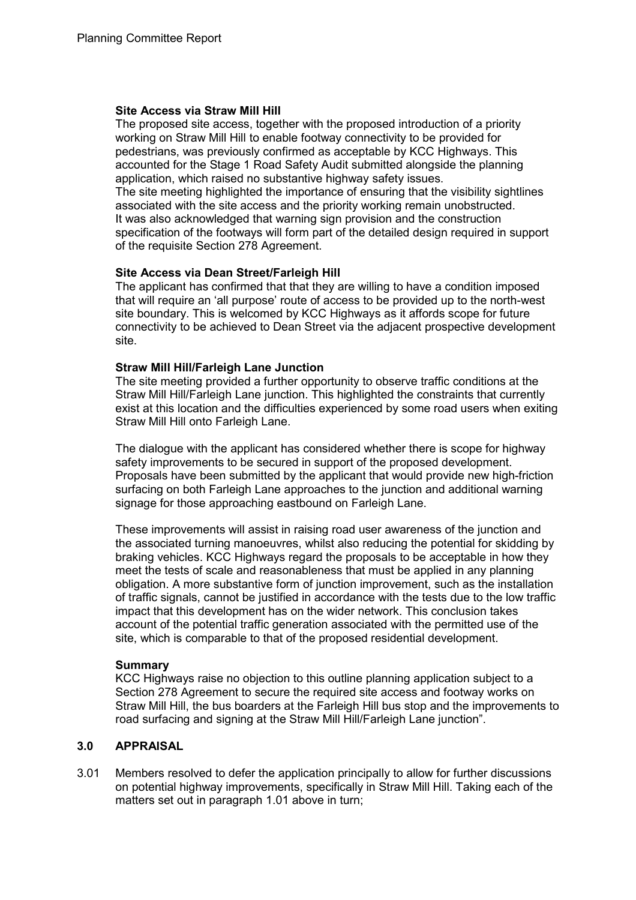**Site Access via Straw Mill Hill**

The proposed site access, together with the proposed introduction of a priority working on Straw Mill Hill to enable footway connectivity to be provided for pedestrians, was previously confirmed as acceptable by KCC Highways. This accounted for the Stage 1 Road Safety Audit submitted alongside the planning application, which raised no substantive highway safety issues.
The site meeting highlighted the importance of ensuring that the visibility sightlines associated with the site access and the priority working remain unobstructed.
It was also acknowledged that warning sign provision and the construction specification of the footways will form part of the detailed design required in support of the requisite Section 278 Agreement.

**Site Access via Dean Street/Farleigh Hill**

The applicant has confirmed that that they are willing to have a condition imposed that will require an 'all purpose' route of access to be provided up to the north-west site boundary. This is welcomed by KCC Highways as it affords scope for future connectivity to be achieved to Dean Street via the adjacent prospective development site.

**Straw Mill Hill/Farleigh Lane Junction**

The site meeting provided a further opportunity to observe traffic conditions at the Straw Mill Hill/Farleigh Lane junction. This highlighted the constraints that currently exist at this location and the difficulties experienced by some road users when exiting Straw Mill Hill onto Farleigh Lane.

The dialogue with the applicant has considered whether there is scope for highway safety improvements to be secured in support of the proposed development. Proposals have been submitted by the applicant that would provide new high-friction surfacing on both Farleigh Lane approaches to the junction and additional warning signage for those approaching eastbound on Farleigh Lane.

These improvements will assist in raising road user awareness of the junction and the associated turning manoeuvres, whilst also reducing the potential for skidding by braking vehicles. KCC Highways regard the proposals to be acceptable in how they meet the tests of scale and reasonableness that must be applied in any planning obligation. A more substantive form of junction improvement, such as the installation of traffic signals, cannot be justified in accordance with the tests due to the low traffic impact that this development has on the wider network. This conclusion takes account of the potential traffic generation associated with the permitted use of the site, which is comparable to that of the proposed residential development.

**Summary**

KCC Highways raise no objection to this outline planning application subject to a Section 278 Agreement to secure the required site access and footway works on Straw Mill Hill, the bus boarders at the Farleigh Hill bus stop and the improvements to road surfacing and signing at the Straw Mill Hill/Farleigh Lane junction".

## 3.0 APPRAISAL

3.01 Members resolved to defer the application principally to allow for further discussions on potential highway improvements, specifically in Straw Mill Hill. Taking each of the matters set out in paragraph 1.01 above in turn;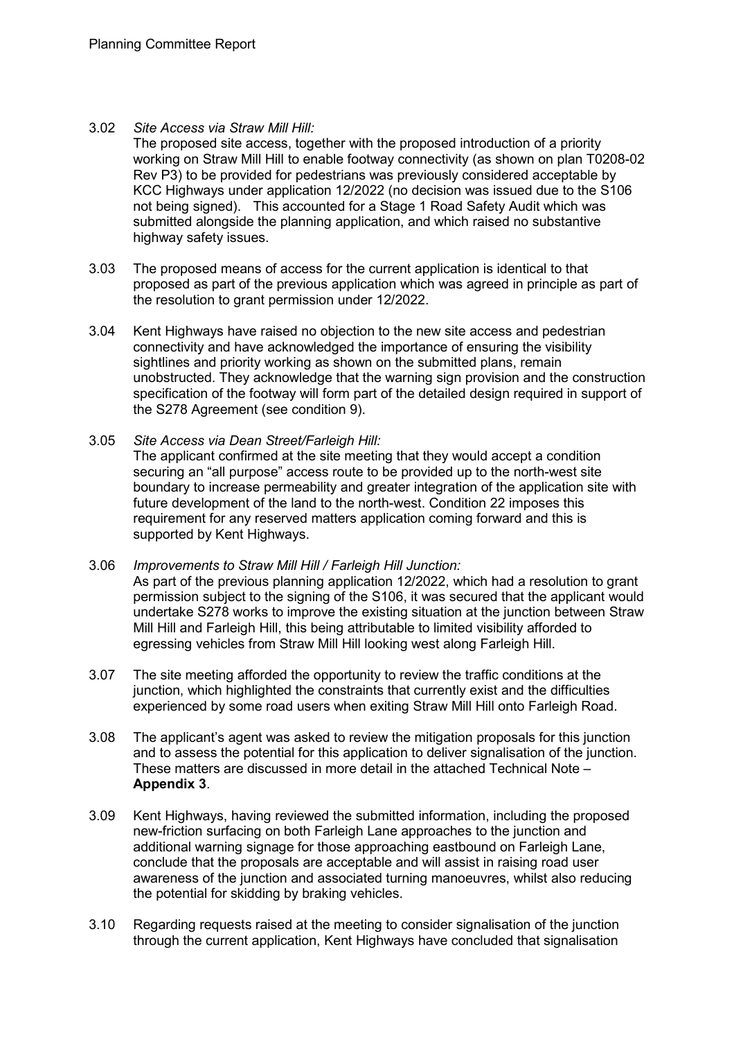3.02 *Site Access via Straw Mill Hill:*
The proposed site access, together with the proposed introduction of a priority working on Straw Mill Hill to enable footway connectivity (as shown on plan T0208-02 Rev P3) to be provided for pedestrians was previously considered acceptable by KCC Highways under application 12/2022 (no decision was issued due to the S106 not being signed). This accounted for a Stage 1 Road Safety Audit which was submitted alongside the planning application, and which raised no substantive highway safety issues.

3.03 The proposed means of access for the current application is identical to that proposed as part of the previous application which was agreed in principle as part of the resolution to grant permission under 12/2022.

3.04 Kent Highways have raised no objection to the new site access and pedestrian connectivity and have acknowledged the importance of ensuring the visibility sightlines and priority working as shown on the submitted plans, remain unobstructed. They acknowledge that the warning sign provision and the construction specification of the footway will form part of the detailed design required in support of the S278 Agreement (see condition 9).

3.05 *Site Access via Dean Street/Farleigh Hill:*
The applicant confirmed at the site meeting that they would accept a condition securing an "all purpose" access route to be provided up to the north-west site boundary to increase permeability and greater integration of the application site with future development of the land to the north-west. Condition 22 imposes this requirement for any reserved matters application coming forward and this is supported by Kent Highways.

3.06 *Improvements to Straw Mill Hill / Farleigh Hill Junction:*
As part of the previous planning application 12/2022, which had a resolution to grant permission subject to the signing of the S106, it was secured that the applicant would undertake S278 works to improve the existing situation at the junction between Straw Mill Hill and Farleigh Hill, this being attributable to limited visibility afforded to egressing vehicles from Straw Mill Hill looking west along Farleigh Hill.

3.07 The site meeting afforded the opportunity to review the traffic conditions at the junction, which highlighted the constraints that currently exist and the difficulties experienced by some road users when exiting Straw Mill Hill onto Farleigh Road.

3.08 The applicant's agent was asked to review the mitigation proposals for this junction and to assess the potential for this application to deliver signalisation of the junction. These matters are discussed in more detail in the attached Technical Note – **Appendix 3**.

3.09 Kent Highways, having reviewed the submitted information, including the proposed new-friction surfacing on both Farleigh Lane approaches to the junction and additional warning signage for those approaching eastbound on Farleigh Lane, conclude that the proposals are acceptable and will assist in raising road user awareness of the junction and associated turning manoeuvres, whilst also reducing the potential for skidding by braking vehicles.

3.10 Regarding requests raised at the meeting to consider signalisation of the junction through the current application, Kent Highways have concluded that signalisation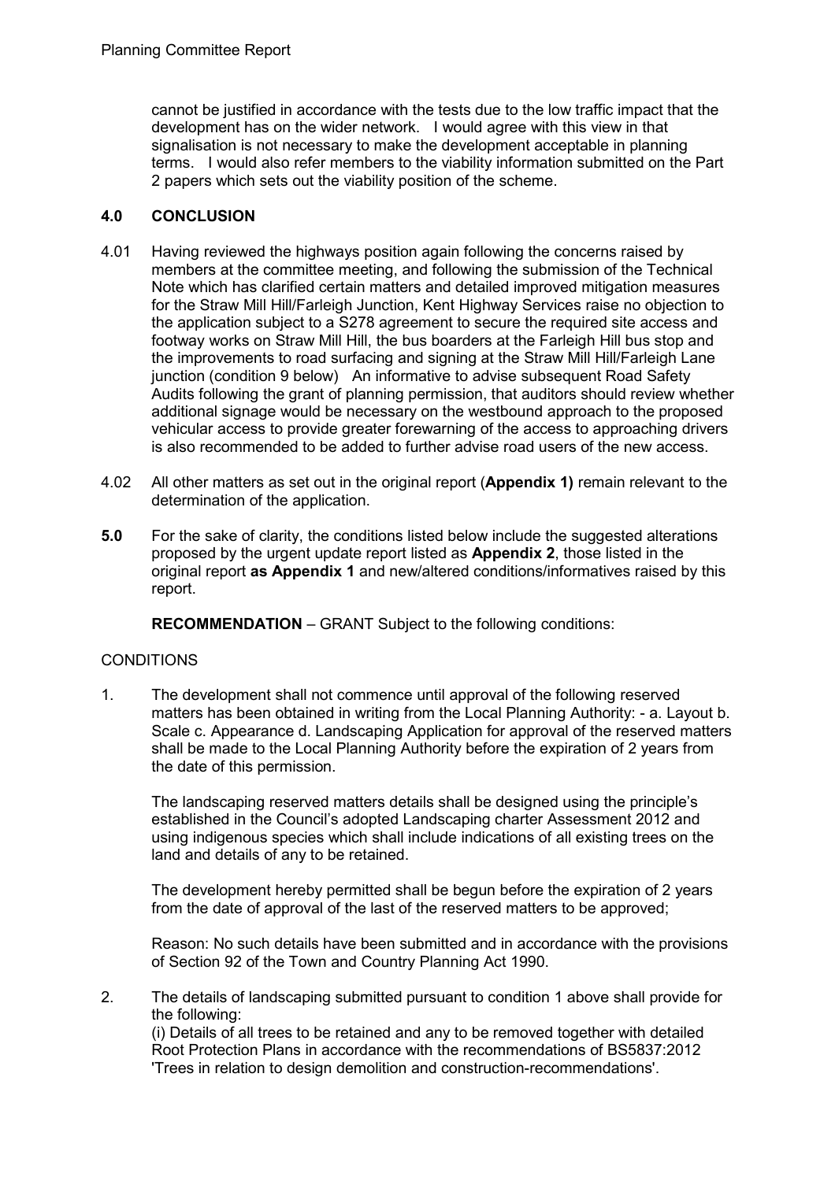cannot be justified in accordance with the tests due to the low traffic impact that the development has on the wider network. I would agree with this view in that signalisation is not necessary to make the development acceptable in planning terms. I would also refer members to the viability information submitted on the Part 2 papers which sets out the viability position of the scheme.

## 4.0 CONCLUSION

4.01 Having reviewed the highways position again following the concerns raised by members at the committee meeting, and following the submission of the Technical Note which has clarified certain matters and detailed improved mitigation measures for the Straw Mill Hill/Farleigh Junction, Kent Highway Services raise no objection to the application subject to a S278 agreement to secure the required site access and footway works on Straw Mill Hill, the bus boarders at the Farleigh Hill bus stop and the improvements to road surfacing and signing at the Straw Mill Hill/Farleigh Lane junction (condition 9 below) An informative to advise subsequent Road Safety Audits following the grant of planning permission, that auditors should review whether additional signage would be necessary on the westbound approach to the proposed vehicular access to provide greater forewarning of the access to approaching drivers is also recommended to be added to further advise road users of the new access.

4.02 All other matters as set out in the original report (**Appendix 1)** remain relevant to the determination of the application.

**5.0** For the sake of clarity, the conditions listed below include the suggested alterations proposed by the urgent update report listed as **Appendix 2**, those listed in the original report **as Appendix 1** and new/altered conditions/informatives raised by this report.

**RECOMMENDATION** – GRANT Subject to the following conditions:

CONDITIONS

1. The development shall not commence until approval of the following reserved matters has been obtained in writing from the Local Planning Authority: - a. Layout b. Scale c. Appearance d. Landscaping Application for approval of the reserved matters shall be made to the Local Planning Authority before the expiration of 2 years from the date of this permission.

   The landscaping reserved matters details shall be designed using the principle's established in the Council's adopted Landscaping charter Assessment 2012 and using indigenous species which shall include indications of all existing trees on the land and details of any to be retained.

   The development hereby permitted shall be begun before the expiration of 2 years from the date of approval of the last of the reserved matters to be approved;

   Reason: No such details have been submitted and in accordance with the provisions of Section 92 of the Town and Country Planning Act 1990.

2. The details of landscaping submitted pursuant to condition 1 above shall provide for the following:
   (i) Details of all trees to be retained and any to be removed together with detailed Root Protection Plans in accordance with the recommendations of BS5837:2012 'Trees in relation to design demolition and construction-recommendations'.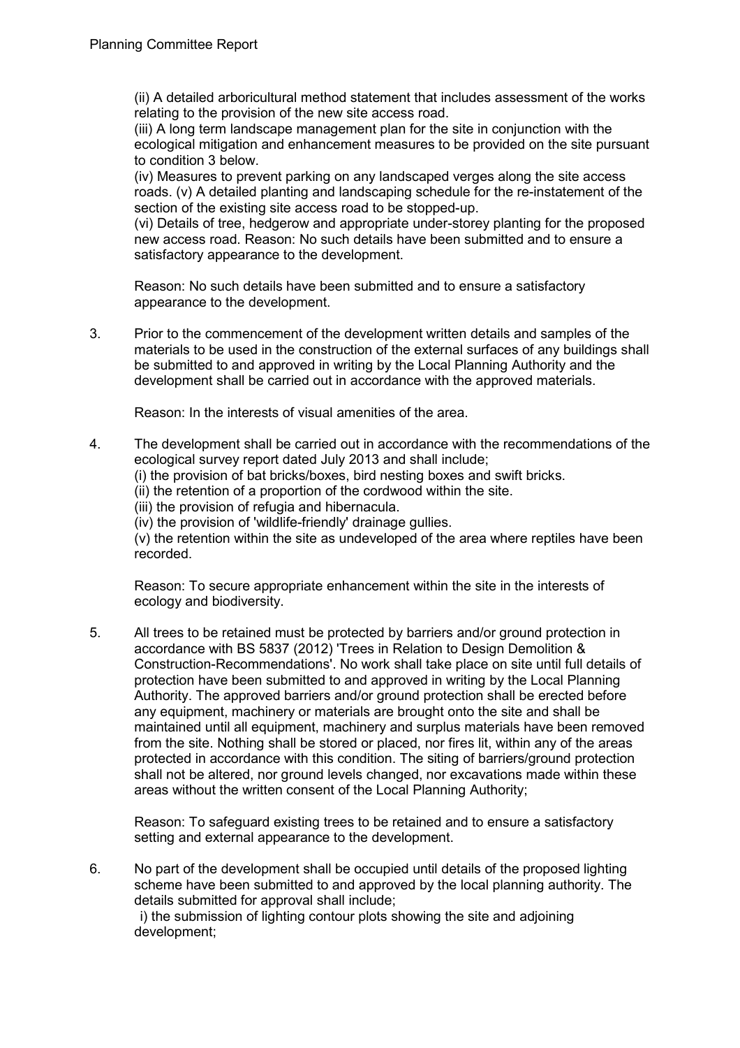(ii) A detailed arboricultural method statement that includes assessment of the works relating to the provision of the new site access road.

(iii) A long term landscape management plan for the site in conjunction with the ecological mitigation and enhancement measures to be provided on the site pursuant to condition 3 below.

(iv) Measures to prevent parking on any landscaped verges along the site access roads. (v) A detailed planting and landscaping schedule for the re-instatement of the section of the existing site access road to be stopped-up.

(vi) Details of tree, hedgerow and appropriate under-storey planting for the proposed new access road. Reason: No such details have been submitted and to ensure a satisfactory appearance to the development.

Reason: No such details have been submitted and to ensure a satisfactory appearance to the development.

3. Prior to the commencement of the development written details and samples of the materials to be used in the construction of the external surfaces of any buildings shall be submitted to and approved in writing by the Local Planning Authority and the development shall be carried out in accordance with the approved materials.

   Reason: In the interests of visual amenities of the area.

4. The development shall be carried out in accordance with the recommendations of the ecological survey report dated July 2013 and shall include;
   (i) the provision of bat bricks/boxes, bird nesting boxes and swift bricks.
   (ii) the retention of a proportion of the cordwood within the site.
   (iii) the provision of refugia and hibernacula.
   (iv) the provision of 'wildlife-friendly' drainage gullies.
   (v) the retention within the site as undeveloped of the area where reptiles have been recorded.

   Reason: To secure appropriate enhancement within the site in the interests of ecology and biodiversity.

5. All trees to be retained must be protected by barriers and/or ground protection in accordance with BS 5837 (2012) 'Trees in Relation to Design Demolition & Construction-Recommendations'. No work shall take place on site until full details of protection have been submitted to and approved in writing by the Local Planning Authority. The approved barriers and/or ground protection shall be erected before any equipment, machinery or materials are brought onto the site and shall be maintained until all equipment, machinery and surplus materials have been removed from the site. Nothing shall be stored or placed, nor fires lit, within any of the areas protected in accordance with this condition. The siting of barriers/ground protection shall not be altered, nor ground levels changed, nor excavations made within these areas without the written consent of the Local Planning Authority;

   Reason: To safeguard existing trees to be retained and to ensure a satisfactory setting and external appearance to the development.

6. No part of the development shall be occupied until details of the proposed lighting scheme have been submitted to and approved by the local planning authority. The details submitted for approval shall include;
   i) the submission of lighting contour plots showing the site and adjoining development;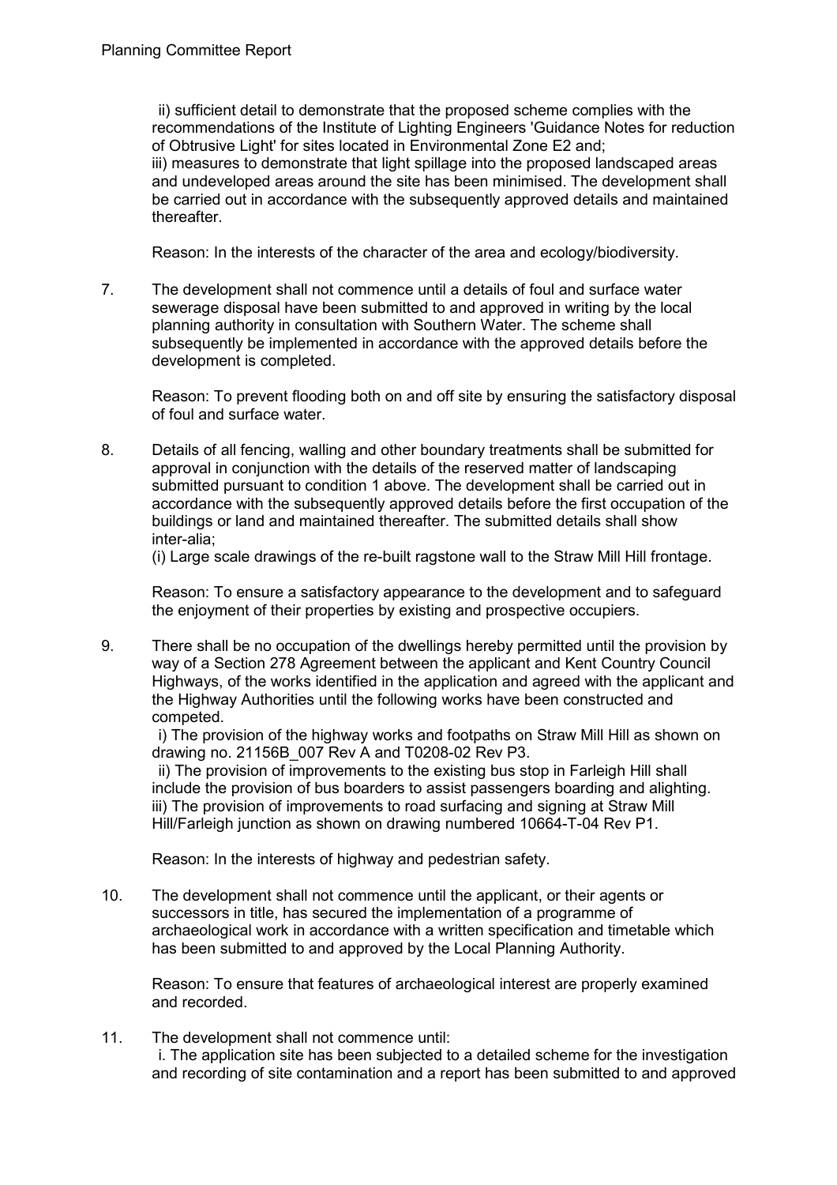ii) sufficient detail to demonstrate that the proposed scheme complies with the recommendations of the Institute of Lighting Engineers 'Guidance Notes for reduction of Obtrusive Light' for sites located in Environmental Zone E2 and;
iii) measures to demonstrate that light spillage into the proposed landscaped areas and undeveloped areas around the site has been minimised. The development shall be carried out in accordance with the subsequently approved details and maintained thereafter.

Reason: In the interests of the character of the area and ecology/biodiversity.

7. The development shall not commence until a details of foul and surface water sewerage disposal have been submitted to and approved in writing by the local planning authority in consultation with Southern Water. The scheme shall subsequently be implemented in accordance with the approved details before the development is completed.

   Reason: To prevent flooding both on and off site by ensuring the satisfactory disposal of foul and surface water.

8. Details of all fencing, walling and other boundary treatments shall be submitted for approval in conjunction with the details of the reserved matter of landscaping submitted pursuant to condition 1 above. The development shall be carried out in accordance with the subsequently approved details before the first occupation of the buildings or land and maintained thereafter. The submitted details shall show inter-alia;
   (i) Large scale drawings of the re-built ragstone wall to the Straw Mill Hill frontage.

   Reason: To ensure a satisfactory appearance to the development and to safeguard the enjoyment of their properties by existing and prospective occupiers.

9. There shall be no occupation of the dwellings hereby permitted until the provision by way of a Section 278 Agreement between the applicant and Kent Country Council Highways, of the works identified in the application and agreed with the applicant and the Highway Authorities until the following works have been constructed and competed.
   i) The provision of the highway works and footpaths on Straw Mill Hill as shown on drawing no. 21156B_007 Rev A and T0208-02 Rev P3.
   ii) The provision of improvements to the existing bus stop in Farleigh Hill shall include the provision of bus boarders to assist passengers boarding and alighting.
   iii) The provision of improvements to road surfacing and signing at Straw Mill Hill/Farleigh junction as shown on drawing numbered 10664-T-04 Rev P1.

   Reason: In the interests of highway and pedestrian safety.

10. The development shall not commence until the applicant, or their agents or successors in title, has secured the implementation of a programme of archaeological work in accordance with a written specification and timetable which has been submitted to and approved by the Local Planning Authority.

    Reason: To ensure that features of archaeological interest are properly examined and recorded.

11. The development shall not commence until:
    i. The application site has been subjected to a detailed scheme for the investigation and recording of site contamination and a report has been submitted to and approved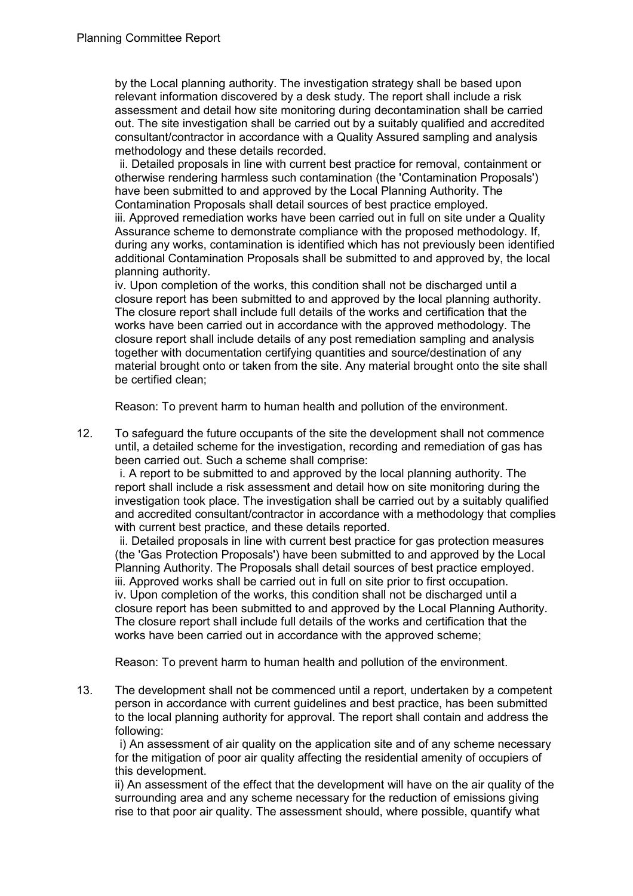by the Local planning authority. The investigation strategy shall be based upon relevant information discovered by a desk study. The report shall include a risk assessment and detail how site monitoring during decontamination shall be carried out. The site investigation shall be carried out by a suitably qualified and accredited consultant/contractor in accordance with a Quality Assured sampling and analysis methodology and these details recorded.

ii. Detailed proposals in line with current best practice for removal, containment or otherwise rendering harmless such contamination (the 'Contamination Proposals') have been submitted to and approved by the Local Planning Authority. The Contamination Proposals shall detail sources of best practice employed.

iii. Approved remediation works have been carried out in full on site under a Quality Assurance scheme to demonstrate compliance with the proposed methodology. If, during any works, contamination is identified which has not previously been identified additional Contamination Proposals shall be submitted to and approved by, the local planning authority.

iv. Upon completion of the works, this condition shall not be discharged until a closure report has been submitted to and approved by the local planning authority. The closure report shall include full details of the works and certification that the works have been carried out in accordance with the approved methodology. The closure report shall include details of any post remediation sampling and analysis together with documentation certifying quantities and source/destination of any material brought onto or taken from the site. Any material brought onto the site shall be certified clean;

Reason: To prevent harm to human health and pollution of the environment.

12. To safeguard the future occupants of the site the development shall not commence until, a detailed scheme for the investigation, recording and remediation of gas has been carried out. Such a scheme shall comprise:

    i. A report to be submitted to and approved by the local planning authority. The report shall include a risk assessment and detail how on site monitoring during the investigation took place. The investigation shall be carried out by a suitably qualified and accredited consultant/contractor in accordance with a methodology that complies with current best practice, and these details reported.

    ii. Detailed proposals in line with current best practice for gas protection measures (the 'Gas Protection Proposals') have been submitted to and approved by the Local Planning Authority. The Proposals shall detail sources of best practice employed.

    iii. Approved works shall be carried out in full on site prior to first occupation.

    iv. Upon completion of the works, this condition shall not be discharged until a closure report has been submitted to and approved by the Local Planning Authority. The closure report shall include full details of the works and certification that the works have been carried out in accordance with the approved scheme;

    Reason: To prevent harm to human health and pollution of the environment.

13. The development shall not be commenced until a report, undertaken by a competent person in accordance with current guidelines and best practice, has been submitted to the local planning authority for approval. The report shall contain and address the following:

    i) An assessment of air quality on the application site and of any scheme necessary for the mitigation of poor air quality affecting the residential amenity of occupiers of this development.

    ii) An assessment of the effect that the development will have on the air quality of the surrounding area and any scheme necessary for the reduction of emissions giving rise to that poor air quality. The assessment should, where possible, quantify what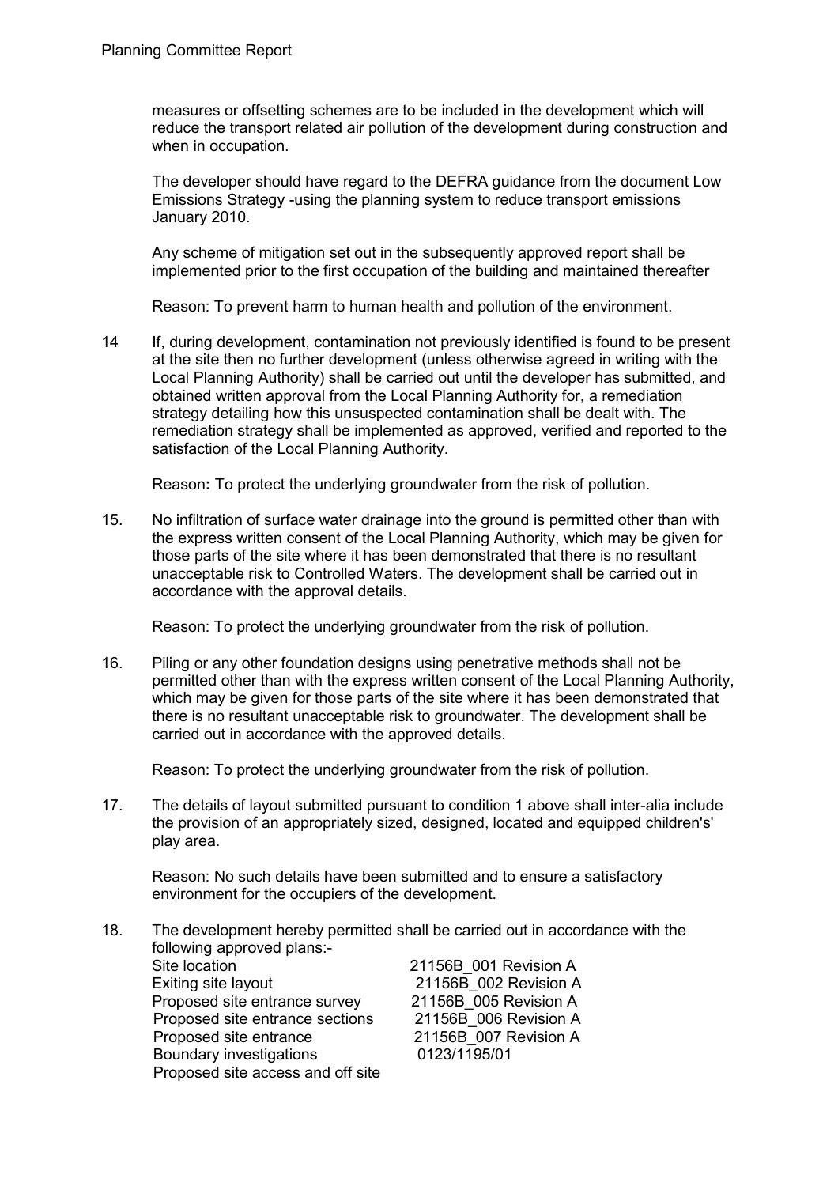measures or offsetting schemes are to be included in the development which will reduce the transport related air pollution of the development during construction and when in occupation.

The developer should have regard to the DEFRA guidance from the document Low Emissions Strategy -using the planning system to reduce transport emissions January 2010.

Any scheme of mitigation set out in the subsequently approved report shall be implemented prior to the first occupation of the building and maintained thereafter

Reason: To prevent harm to human health and pollution of the environment.

14 If, during development, contamination not previously identified is found to be present at the site then no further development (unless otherwise agreed in writing with the Local Planning Authority) shall be carried out until the developer has submitted, and obtained written approval from the Local Planning Authority for, a remediation strategy detailing how this unsuspected contamination shall be dealt with. The remediation strategy shall be implemented as approved, verified and reported to the satisfaction of the Local Planning Authority.

Reason**:** To protect the underlying groundwater from the risk of pollution.

15. No infiltration of surface water drainage into the ground is permitted other than with the express written consent of the Local Planning Authority, which may be given for those parts of the site where it has been demonstrated that there is no resultant unacceptable risk to Controlled Waters. The development shall be carried out in accordance with the approval details.

Reason: To protect the underlying groundwater from the risk of pollution.

16. Piling or any other foundation designs using penetrative methods shall not be permitted other than with the express written consent of the Local Planning Authority, which may be given for those parts of the site where it has been demonstrated that there is no resultant unacceptable risk to groundwater. The development shall be carried out in accordance with the approved details.

Reason: To protect the underlying groundwater from the risk of pollution.

17. The details of layout submitted pursuant to condition 1 above shall inter-alia include the provision of an appropriately sized, designed, located and equipped children's' play area.

Reason: No such details have been submitted and to ensure a satisfactory environment for the occupiers of the development.

18. The development hereby permitted shall be carried out in accordance with the following approved plans:-

| | |
|---|---|
| Site location | 21156B_001 Revision A |
| Exiting site layout | 21156B_002 Revision A |
| Proposed site entrance survey | 21156B_005 Revision A |
| Proposed site entrance sections | 21156B_006 Revision A |
| Proposed site entrance | 21156B_007 Revision A |
| Boundary investigations | 0123/1195/01 |
| Proposed site access and off site | |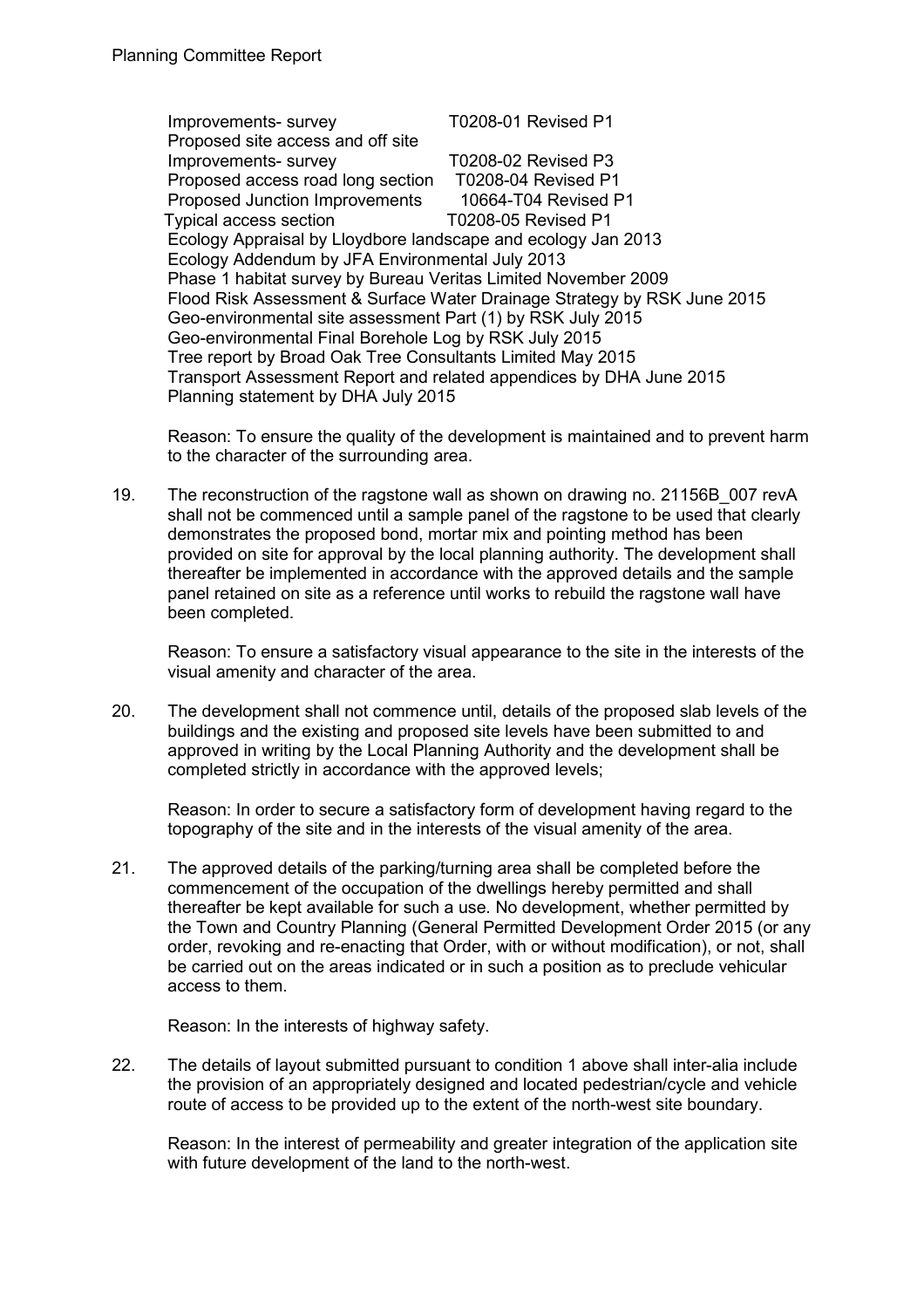Improvements- survey T0208-01 Revised P1
Proposed site access and off site
Improvements- survey T0208-02 Revised P3
Proposed access road long section T0208-04 Revised P1
Proposed Junction Improvements 10664-T04 Revised P1
Typical access section T0208-05 Revised P1
Ecology Appraisal by Lloydbore landscape and ecology Jan 2013
Ecology Addendum by JFA Environmental July 2013
Phase 1 habitat survey by Bureau Veritas Limited November 2009
Flood Risk Assessment & Surface Water Drainage Strategy by RSK June 2015
Geo-environmental site assessment Part (1) by RSK July 2015
Geo-environmental Final Borehole Log by RSK July 2015
Tree report by Broad Oak Tree Consultants Limited May 2015
Transport Assessment Report and related appendices by DHA June 2015
Planning statement by DHA July 2015

Reason: To ensure the quality of the development is maintained and to prevent harm to the character of the surrounding area.

19. The reconstruction of the ragstone wall as shown on drawing no. 21156B_007 revA shall not be commenced until a sample panel of the ragstone to be used that clearly demonstrates the proposed bond, mortar mix and pointing method has been provided on site for approval by the local planning authority. The development shall thereafter be implemented in accordance with the approved details and the sample panel retained on site as a reference until works to rebuild the ragstone wall have been completed.

    Reason: To ensure a satisfactory visual appearance to the site in the interests of the visual amenity and character of the area.

20. The development shall not commence until, details of the proposed slab levels of the buildings and the existing and proposed site levels have been submitted to and approved in writing by the Local Planning Authority and the development shall be completed strictly in accordance with the approved levels;

    Reason: In order to secure a satisfactory form of development having regard to the topography of the site and in the interests of the visual amenity of the area.

21. The approved details of the parking/turning area shall be completed before the commencement of the occupation of the dwellings hereby permitted and shall thereafter be kept available for such a use. No development, whether permitted by the Town and Country Planning (General Permitted Development Order 2015 (or any order, revoking and re-enacting that Order, with or without modification), or not, shall be carried out on the areas indicated or in such a position as to preclude vehicular access to them.

    Reason: In the interests of highway safety.

22. The details of layout submitted pursuant to condition 1 above shall inter-alia include the provision of an appropriately designed and located pedestrian/cycle and vehicle route of access to be provided up to the extent of the north-west site boundary.

    Reason: In the interest of permeability and greater integration of the application site with future development of the land to the north-west.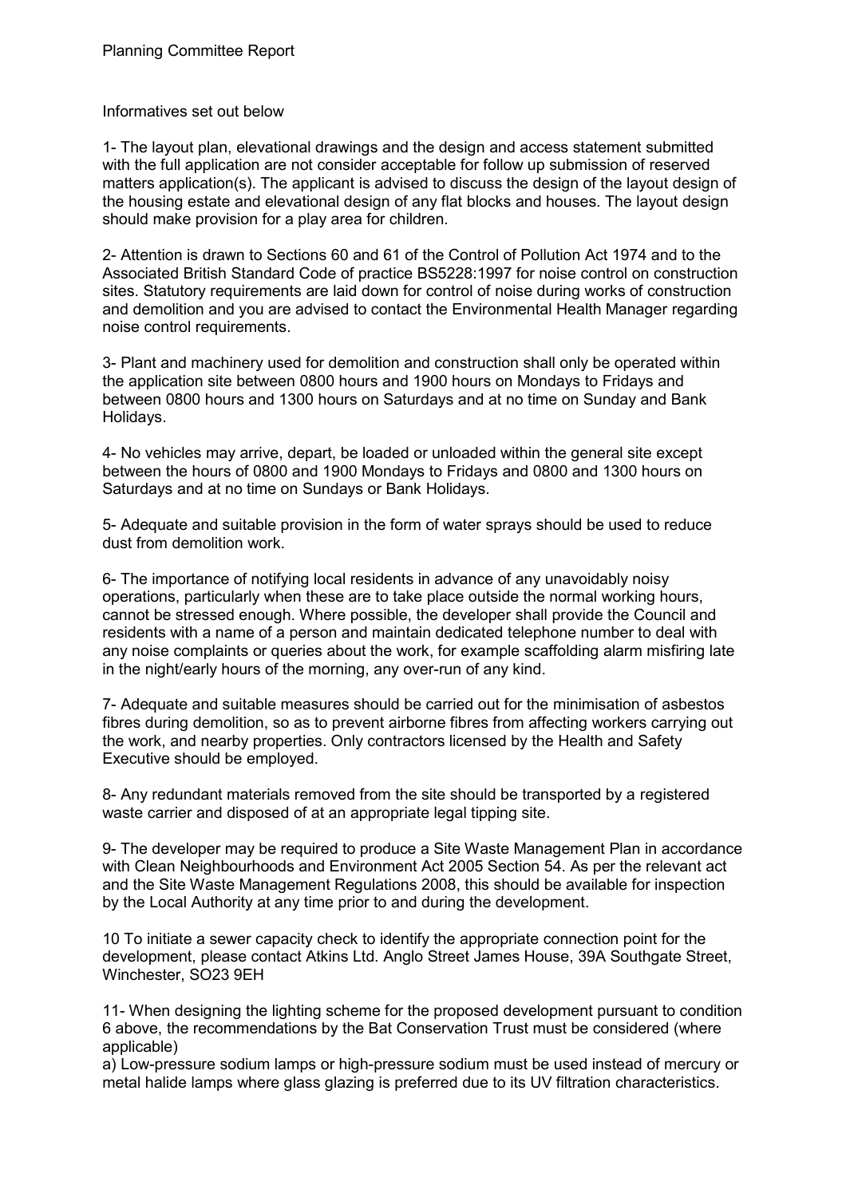Informatives set out below

1- The layout plan, elevational drawings and the design and access statement submitted with the full application are not consider acceptable for follow up submission of reserved matters application(s). The applicant is advised to discuss the design of the layout design of the housing estate and elevational design of any flat blocks and houses. The layout design should make provision for a play area for children.

2- Attention is drawn to Sections 60 and 61 of the Control of Pollution Act 1974 and to the Associated British Standard Code of practice BS5228:1997 for noise control on construction sites. Statutory requirements are laid down for control of noise during works of construction and demolition and you are advised to contact the Environmental Health Manager regarding noise control requirements.

3- Plant and machinery used for demolition and construction shall only be operated within the application site between 0800 hours and 1900 hours on Mondays to Fridays and between 0800 hours and 1300 hours on Saturdays and at no time on Sunday and Bank Holidays.

4- No vehicles may arrive, depart, be loaded or unloaded within the general site except between the hours of 0800 and 1900 Mondays to Fridays and 0800 and 1300 hours on Saturdays and at no time on Sundays or Bank Holidays.

5- Adequate and suitable provision in the form of water sprays should be used to reduce dust from demolition work.

6- The importance of notifying local residents in advance of any unavoidably noisy operations, particularly when these are to take place outside the normal working hours, cannot be stressed enough. Where possible, the developer shall provide the Council and residents with a name of a person and maintain dedicated telephone number to deal with any noise complaints or queries about the work, for example scaffolding alarm misfiring late in the night/early hours of the morning, any over-run of any kind.

7- Adequate and suitable measures should be carried out for the minimisation of asbestos fibres during demolition, so as to prevent airborne fibres from affecting workers carrying out the work, and nearby properties. Only contractors licensed by the Health and Safety Executive should be employed.

8- Any redundant materials removed from the site should be transported by a registered waste carrier and disposed of at an appropriate legal tipping site.

9- The developer may be required to produce a Site Waste Management Plan in accordance with Clean Neighbourhoods and Environment Act 2005 Section 54. As per the relevant act and the Site Waste Management Regulations 2008, this should be available for inspection by the Local Authority at any time prior to and during the development.

10 To initiate a sewer capacity check to identify the appropriate connection point for the development, please contact Atkins Ltd. Anglo Street James House, 39A Southgate Street, Winchester, SO23 9EH

11- When designing the lighting scheme for the proposed development pursuant to condition 6 above, the recommendations by the Bat Conservation Trust must be considered (where applicable)

a) Low-pressure sodium lamps or high-pressure sodium must be used instead of mercury or metal halide lamps where glass glazing is preferred due to its UV filtration characteristics.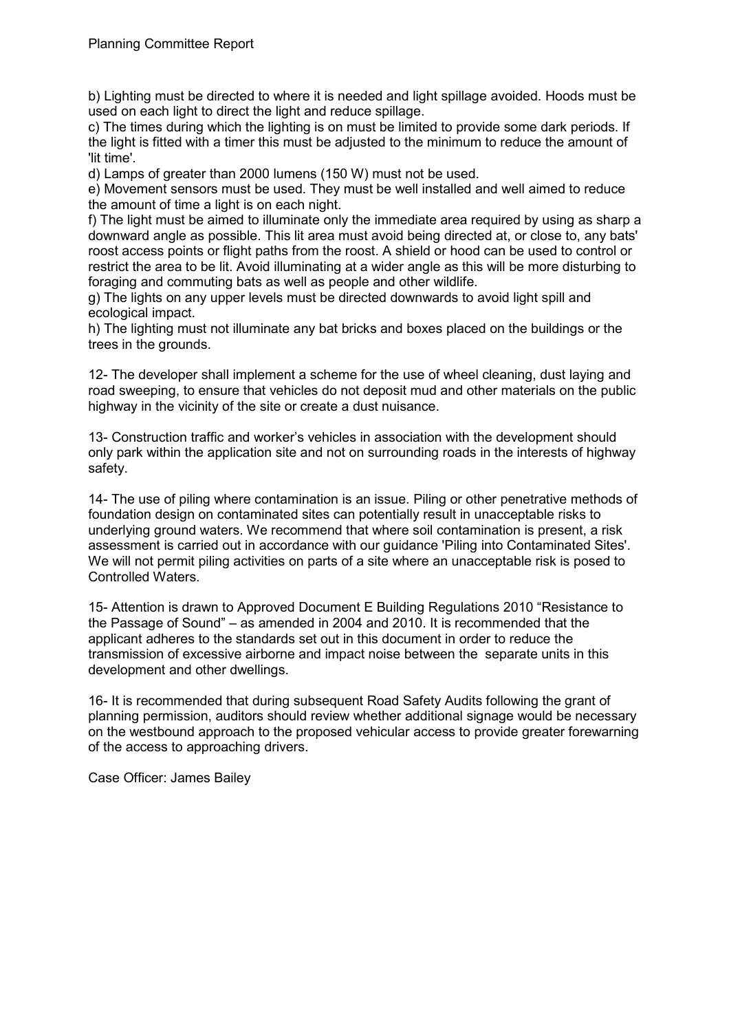b) Lighting must be directed to where it is needed and light spillage avoided. Hoods must be used on each light to direct the light and reduce spillage.

c) The times during which the lighting is on must be limited to provide some dark periods. If the light is fitted with a timer this must be adjusted to the minimum to reduce the amount of 'lit time'.

d) Lamps of greater than 2000 lumens (150 W) must not be used.

e) Movement sensors must be used. They must be well installed and well aimed to reduce the amount of time a light is on each night.

f) The light must be aimed to illuminate only the immediate area required by using as sharp a downward angle as possible. This lit area must avoid being directed at, or close to, any bats' roost access points or flight paths from the roost. A shield or hood can be used to control or restrict the area to be lit. Avoid illuminating at a wider angle as this will be more disturbing to foraging and commuting bats as well as people and other wildlife.

g) The lights on any upper levels must be directed downwards to avoid light spill and ecological impact.

h) The lighting must not illuminate any bat bricks and boxes placed on the buildings or the trees in the grounds.

12- The developer shall implement a scheme for the use of wheel cleaning, dust laying and road sweeping, to ensure that vehicles do not deposit mud and other materials on the public highway in the vicinity of the site or create a dust nuisance.

13- Construction traffic and worker's vehicles in association with the development should only park within the application site and not on surrounding roads in the interests of highway safety.

14- The use of piling where contamination is an issue. Piling or other penetrative methods of foundation design on contaminated sites can potentially result in unacceptable risks to underlying ground waters. We recommend that where soil contamination is present, a risk assessment is carried out in accordance with our guidance 'Piling into Contaminated Sites'. We will not permit piling activities on parts of a site where an unacceptable risk is posed to Controlled Waters.

15- Attention is drawn to Approved Document E Building Regulations 2010 "Resistance to the Passage of Sound" – as amended in 2004 and 2010. It is recommended that the applicant adheres to the standards set out in this document in order to reduce the transmission of excessive airborne and impact noise between the separate units in this development and other dwellings.

16- It is recommended that during subsequent Road Safety Audits following the grant of planning permission, auditors should review whether additional signage would be necessary on the westbound approach to the proposed vehicular access to provide greater forewarning of the access to approaching drivers.

Case Officer: James Bailey